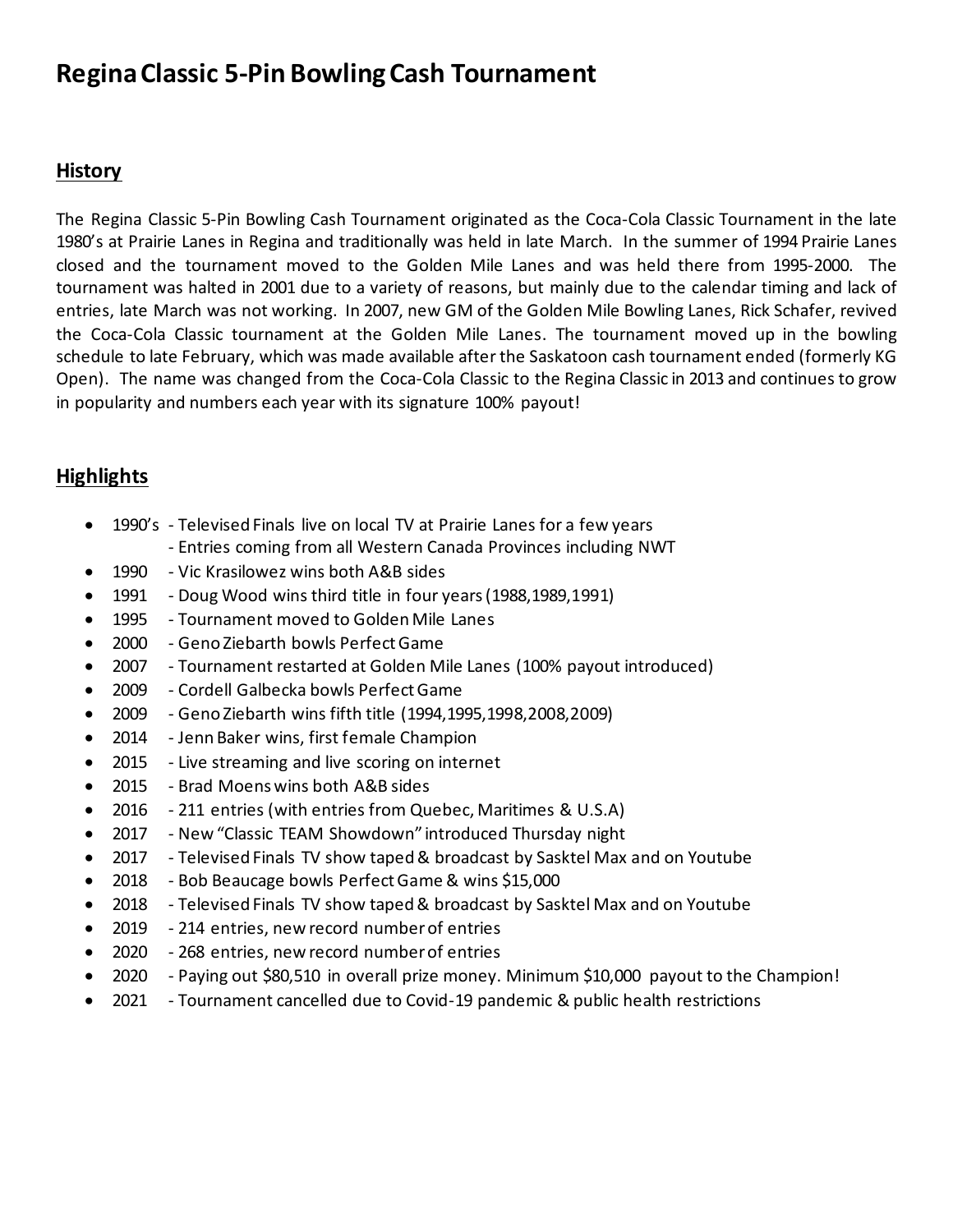# Regina Classic 5-Pin Bowling Cash Tournament

## History

The Regina Classic 5-Pin Bowling Cash Tournament originated as the Coca-Cola Classic Tournament in the late 1980's at Prairie Lanes in Regina and traditionally was held in late March. In the summer of 1994 Prairie Lanes closed and the tournament moved to the Golden Mile Lanes and was held there from 1995-2000. The tournament was halted in 2001 due to a variety of reasons, but mainly due to the calendar timing and lack of entries, late March was not working. In 2007, new GM of the Golden Mile Bowling Lanes, Rick Schafer, revived the Coca-Cola Classic tournament at the Golden Mile Lanes. The tournament moved up in the bowling schedule to late February, which was made available after the Saskatoon cash tournament ended (formerly KG Open). The name was changed from the Coca-Cola Classic to the Regina Classic in 2013 and continues to grow in popularity and numbers each year with its signature 100% payout!

## Highlights

- 1990's - Televised Finals live on local TV at Prairie Lanes for a few years
  - Entries coming from all Western Canada Provinces including NWT
- 1990 - Vic Krasilowez wins both A&B sides
- 1991 - Doug Wood wins third title in four years (1988,1989,1991)
- 1995 - Tournament moved to Golden Mile Lanes
- 2000 - Geno Ziebarth bowls Perfect Game
- 2007 - Tournament restarted at Golden Mile Lanes (100% payout introduced)
- 2009 - Cordell Galbecka bowls Perfect Game
- 2009 - Geno Ziebarth wins fifth title (1994,1995,1998,2008,2009)
- 2014 - Jenn Baker wins, first female Champion
- 2015 - Live streaming and live scoring on internet
- 2015 - Brad Moens wins both A&B sides
- 2016 - 211 entries (with entries from Quebec, Maritimes & U.S.A)
- 2017 - New "Classic TEAM Showdown" introduced Thursday night
- 2017 - Televised Finals TV show taped & broadcast by Sasktel Max and on Youtube
- 2018 - Bob Beaucage bowls Perfect Game & wins $15,000
- 2018 - Televised Finals TV show taped & broadcast by Sasktel Max and on Youtube
- 2019 - 214 entries, new record number of entries
- 2020 - 268 entries, new record number of entries
- 2020 - Paying out $80,510 in overall prize money. Minimum $10,000 payout to the Champion!
- 2021 - Tournament cancelled due to Covid-19 pandemic & public health restrictions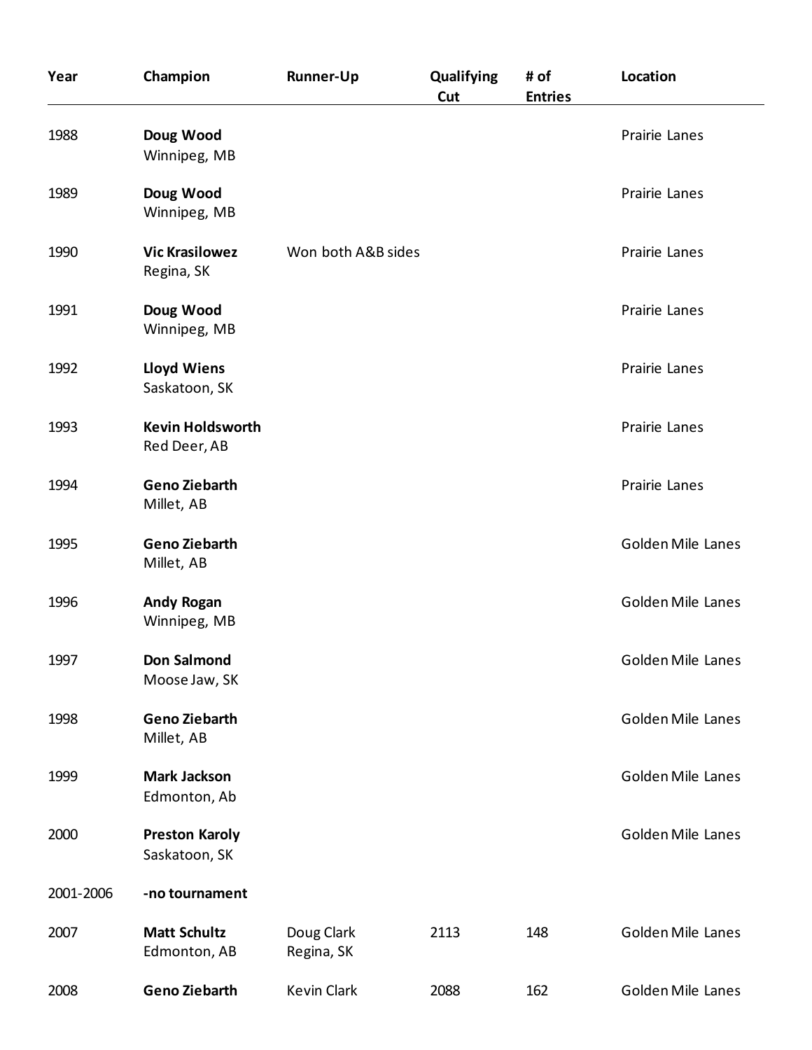| Year | Champion | Runner-Up | Qualifying Cut | # of Entries | Location |
|---|---|---|---|---|---|
| 1988 | **Doug Wood** Winnipeg, MB | | | | Prairie Lanes |
| 1989 | **Doug Wood** Winnipeg, MB | | | | Prairie Lanes |
| 1990 | **Vic Krasilowez** Regina, SK | Won both A&B sides | | | Prairie Lanes |
| 1991 | **Doug Wood** Winnipeg, MB | | | | Prairie Lanes |
| 1992 | **Lloyd Wiens** Saskatoon, SK | | | | Prairie Lanes |
| 1993 | **Kevin Holdsworth** Red Deer, AB | | | | Prairie Lanes |
| 1994 | **Geno Ziebarth** Millet, AB | | | | Prairie Lanes |
| 1995 | **Geno Ziebarth** Millet, AB | | | | Golden Mile Lanes |
| 1996 | **Andy Rogan** Winnipeg, MB | | | | Golden Mile Lanes |
| 1997 | **Don Salmond** Moose Jaw, SK | | | | Golden Mile Lanes |
| 1998 | **Geno Ziebarth** Millet, AB | | | | Golden Mile Lanes |
| 1999 | **Mark Jackson** Edmonton, Ab | | | | Golden Mile Lanes |
| 2000 | **Preston Karoly** Saskatoon, SK | | | | Golden Mile Lanes |
| 2001-2006 | **-no tournament** | | | | |
| 2007 | **Matt Schultz** Edmonton, AB | Doug Clark Regina, SK | 2113 | 148 | Golden Mile Lanes |
| 2008 | **Geno Ziebarth** | Kevin Clark | 2088 | 162 | Golden Mile Lanes |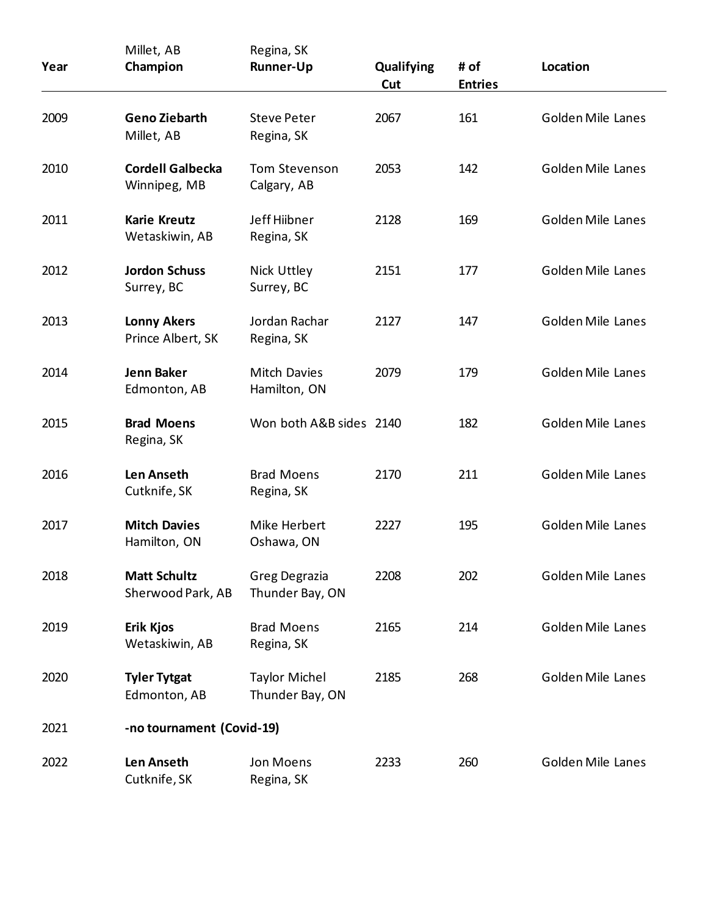| Year | Millet, AB<br>Champion | Regina, SK<br>Runner-Up | Qualifying Cut | # of Entries | Location |
|---|---|---|---|---|---|
| 2009 | **Geno Ziebarth**<br>Millet, AB | Steve Peter<br>Regina, SK | 2067 | 161 | Golden Mile Lanes |
| 2010 | **Cordell Galbecka**<br>Winnipeg, MB | Tom Stevenson<br>Calgary, AB | 2053 | 142 | Golden Mile Lanes |
| 2011 | **Karie Kreutz**<br>Wetaskiwin, AB | Jeff Hiibner<br>Regina, SK | 2128 | 169 | Golden Mile Lanes |
| 2012 | **Jordon Schuss**<br>Surrey, BC | Nick Uttley<br>Surrey, BC | 2151 | 177 | Golden Mile Lanes |
| 2013 | **Lonny Akers**<br>Prince Albert, SK | Jordan Rachar<br>Regina, SK | 2127 | 147 | Golden Mile Lanes |
| 2014 | **Jenn Baker**<br>Edmonton, AB | Mitch Davies<br>Hamilton, ON | 2079 | 179 | Golden Mile Lanes |
| 2015 | **Brad Moens**<br>Regina, SK | Won both A&B sides | 2140 | 182 | Golden Mile Lanes |
| 2016 | **Len Anseth**<br>Cutknife, SK | Brad Moens<br>Regina, SK | 2170 | 211 | Golden Mile Lanes |
| 2017 | **Mitch Davies**<br>Hamilton, ON | Mike Herbert<br>Oshawa, ON | 2227 | 195 | Golden Mile Lanes |
| 2018 | **Matt Schultz**<br>Sherwood Park, AB | Greg Degrazia<br>Thunder Bay, ON | 2208 | 202 | Golden Mile Lanes |
| 2019 | **Erik Kjos**<br>Wetaskiwin, AB | Brad Moens<br>Regina, SK | 2165 | 214 | Golden Mile Lanes |
| 2020 | **Tyler Tytgat**<br>Edmonton, AB | Taylor Michel<br>Thunder Bay, ON | 2185 | 268 | Golden Mile Lanes |
| 2021 | **-no tournament (Covid-19)** | | | | |
| 2022 | **Len Anseth**<br>Cutknife, SK | Jon Moens<br>Regina, SK | 2233 | 260 | Golden Mile Lanes |